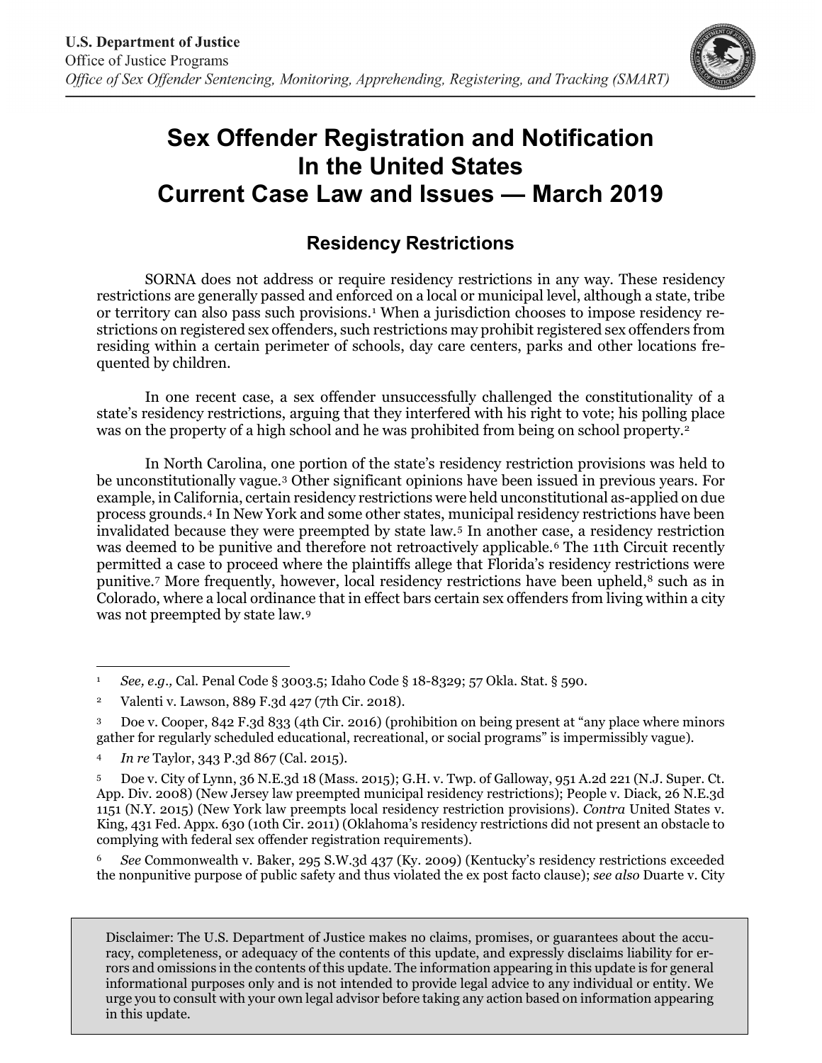**U.S. Department of Justice**
Office of Justice Programs
*Office of Sex Offender Sentencing, Monitoring, Apprehending, Registering, and Tracking (SMART)*

# Sex Offender Registration and Notification In the United States Current Case Law and Issues — March 2019

## Residency Restrictions

SORNA does not address or require residency restrictions in any way. These residency restrictions are generally passed and enforced on a local or municipal level, although a state, tribe or territory can also pass such provisions.[1] When a jurisdiction chooses to impose residency restrictions on registered sex offenders, such restrictions may prohibit registered sex offenders from residing within a certain perimeter of schools, day care centers, parks and other locations frequented by children.

In one recent case, a sex offender unsuccessfully challenged the constitutionality of a state's residency restrictions, arguing that they interfered with his right to vote; his polling place was on the property of a high school and he was prohibited from being on school property.[2]

In North Carolina, one portion of the state's residency restriction provisions was held to be unconstitutionally vague.[3] Other significant opinions have been issued in previous years. For example, in California, certain residency restrictions were held unconstitutional as-applied on due process grounds.[4] In New York and some other states, municipal residency restrictions have been invalidated because they were preempted by state law.[5] In another case, a residency restriction was deemed to be punitive and therefore not retroactively applicable.[6] The 11th Circuit recently permitted a case to proceed where the plaintiffs allege that Florida's residency restrictions were punitive.[7] More frequently, however, local residency restrictions have been upheld,[8] such as in Colorado, where a local ordinance that in effect bars certain sex offenders from living within a city was not preempted by state law.[9]

---

[1] *See, e.g.,* Cal. Penal Code § 3003.5; Idaho Code § 18-8329; 57 Okla. Stat. § 590.

[2] Valenti v. Lawson, 889 F.3d 427 (7th Cir. 2018).

[3] Doe v. Cooper, 842 F.3d 833 (4th Cir. 2016) (prohibition on being present at "any place where minors gather for regularly scheduled educational, recreational, or social programs" is impermissibly vague).

[4] *In re* Taylor, 343 P.3d 867 (Cal. 2015).

[5] Doe v. City of Lynn, 36 N.E.3d 18 (Mass. 2015); G.H. v. Twp. of Galloway, 951 A.2d 221 (N.J. Super. Ct. App. Div. 2008) (New Jersey law preempted municipal residency restrictions); People v. Diack, 26 N.E.3d 1151 (N.Y. 2015) (New York law preempts local residency restriction provisions). *Contra* United States v. King, 431 Fed. Appx. 630 (10th Cir. 2011) (Oklahoma's residency restrictions did not present an obstacle to complying with federal sex offender registration requirements).

[6] *See* Commonwealth v. Baker, 295 S.W.3d 437 (Ky. 2009) (Kentucky's residency restrictions exceeded the nonpunitive purpose of public safety and thus violated the ex post facto clause); *see also* Duarte v. City

> Disclaimer: The U.S. Department of Justice makes no claims, promises, or guarantees about the accuracy, completeness, or adequacy of the contents of this update, and expressly disclaims liability for errors and omissions in the contents of this update. The information appearing in this update is for general informational purposes only and is not intended to provide legal advice to any individual or entity. We urge you to consult with your own legal advisor before taking any action based on information appearing in this update.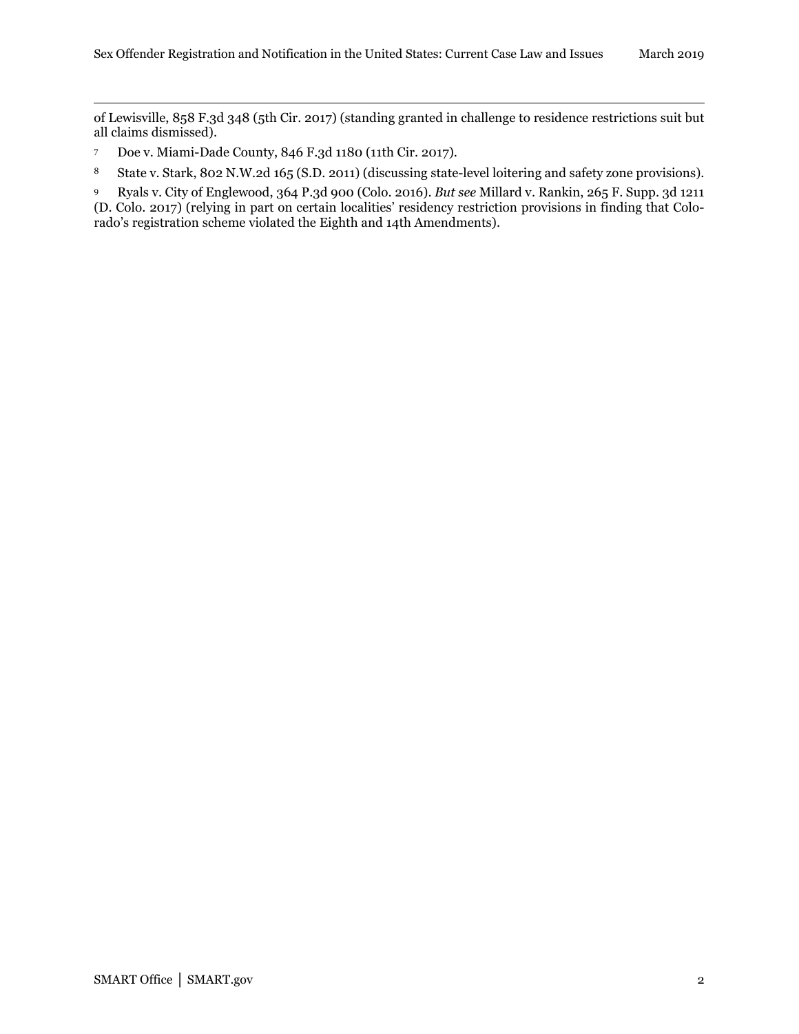of Lewisville, 858 F.3d 348 (5th Cir. 2017) (standing granted in challenge to residence restrictions suit but all claims dismissed).

[7] Doe v. Miami-Dade County, 846 F.3d 1180 (11th Cir. 2017).

[8] State v. Stark, 802 N.W.2d 165 (S.D. 2011) (discussing state-level loitering and safety zone provisions).

[9] Ryals v. City of Englewood, 364 P.3d 900 (Colo. 2016). *But see* Millard v. Rankin, 265 F. Supp. 3d 1211 (D. Colo. 2017) (relying in part on certain localities' residency restriction provisions in finding that Colorado's registration scheme violated the Eighth and 14th Amendments).